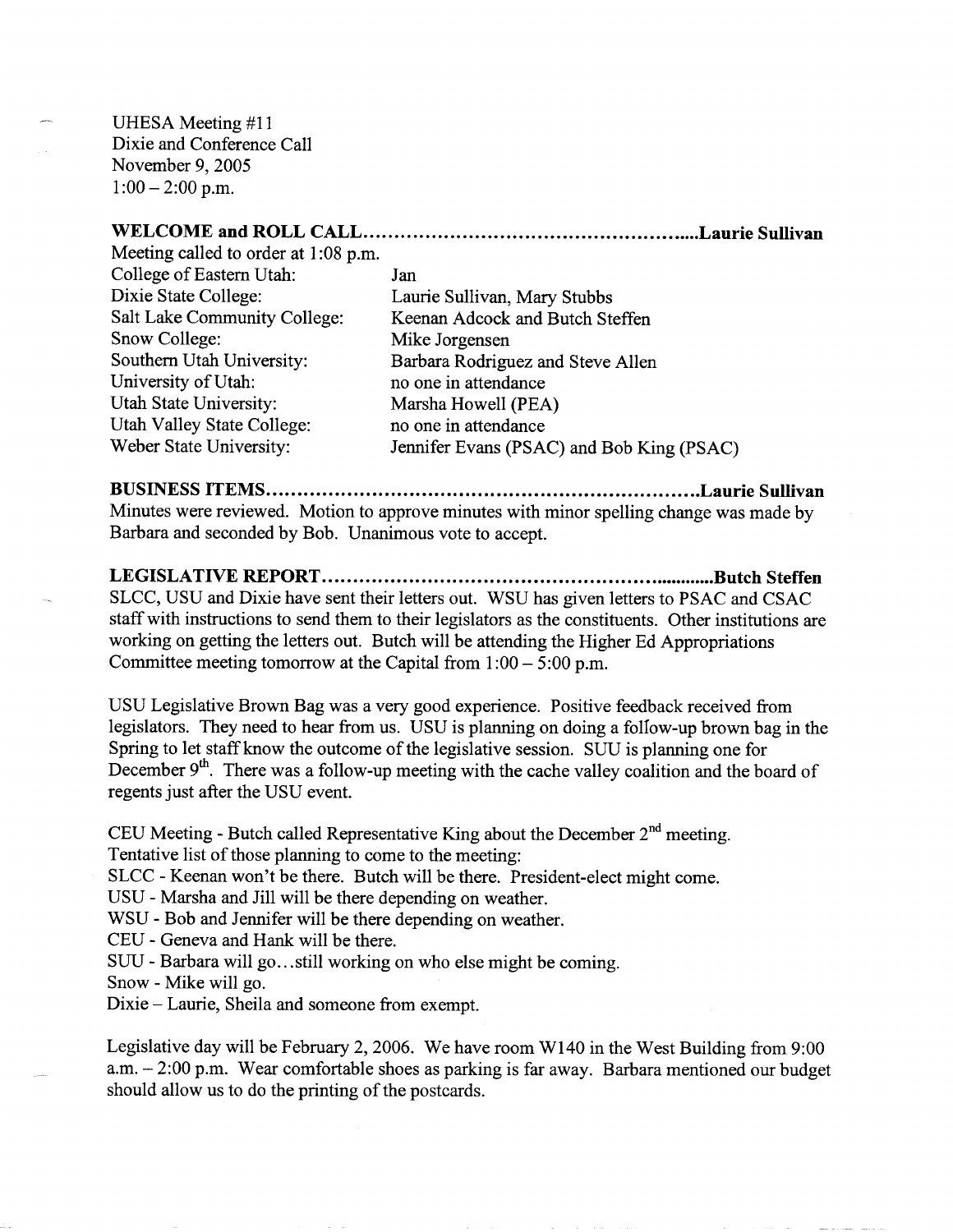UHESA Meeting #11
Dixie and Conference Call
November 9, 2005
1:00 – 2:00 p.m.

**WELCOME and ROLL CALL......................................................Laurie Sullivan**

Meeting called to order at 1:08 p.m.

| | |
|---|---|
| College of Eastern Utah: | Jan |
| Dixie State College: | Laurie Sullivan, Mary Stubbs |
| Salt Lake Community College: | Keenan Adcock and Butch Steffen |
| Snow College: | Mike Jorgensen |
| Southern Utah University: | Barbara Rodriguez and Steve Allen |
| University of Utah: | no one in attendance |
| Utah State University: | Marsha Howell (PEA) |
| Utah Valley State College: | no one in attendance |
| Weber State University: | Jennifer Evans (PSAC) and Bob King (PSAC) |

**BUSINESS ITEMS.................................................................Laurie Sullivan**

Minutes were reviewed. Motion to approve minutes with minor spelling change was made by Barbara and seconded by Bob. Unanimous vote to accept.

**LEGISLATIVE REPORT...............................................................Butch Steffen**

SLCC, USU and Dixie have sent their letters out. WSU has given letters to PSAC and CSAC staff with instructions to send them to their legislators as the constituents. Other institutions are working on getting the letters out. Butch will be attending the Higher Ed Appropriations Committee meeting tomorrow at the Capital from 1:00 – 5:00 p.m.

USU Legislative Brown Bag was a very good experience. Positive feedback received from legislators. They need to hear from us. USU is planning on doing a follow-up brown bag in the Spring to let staff know the outcome of the legislative session. SUU is planning one for December 9th. There was a follow-up meeting with the cache valley coalition and the board of regents just after the USU event.

CEU Meeting - Butch called Representative King about the December 2nd meeting.
Tentative list of those planning to come to the meeting:
SLCC - Keenan won't be there. Butch will be there. President-elect might come.
USU - Marsha and Jill will be there depending on weather.
WSU - Bob and Jennifer will be there depending on weather.
CEU - Geneva and Hank will be there.
SUU - Barbara will go…still working on who else might be coming.
Snow - Mike will go.
Dixie – Laurie, Sheila and someone from exempt.

Legislative day will be February 2, 2006. We have room W140 in the West Building from 9:00 a.m. – 2:00 p.m. Wear comfortable shoes as parking is far away. Barbara mentioned our budget should allow us to do the printing of the postcards.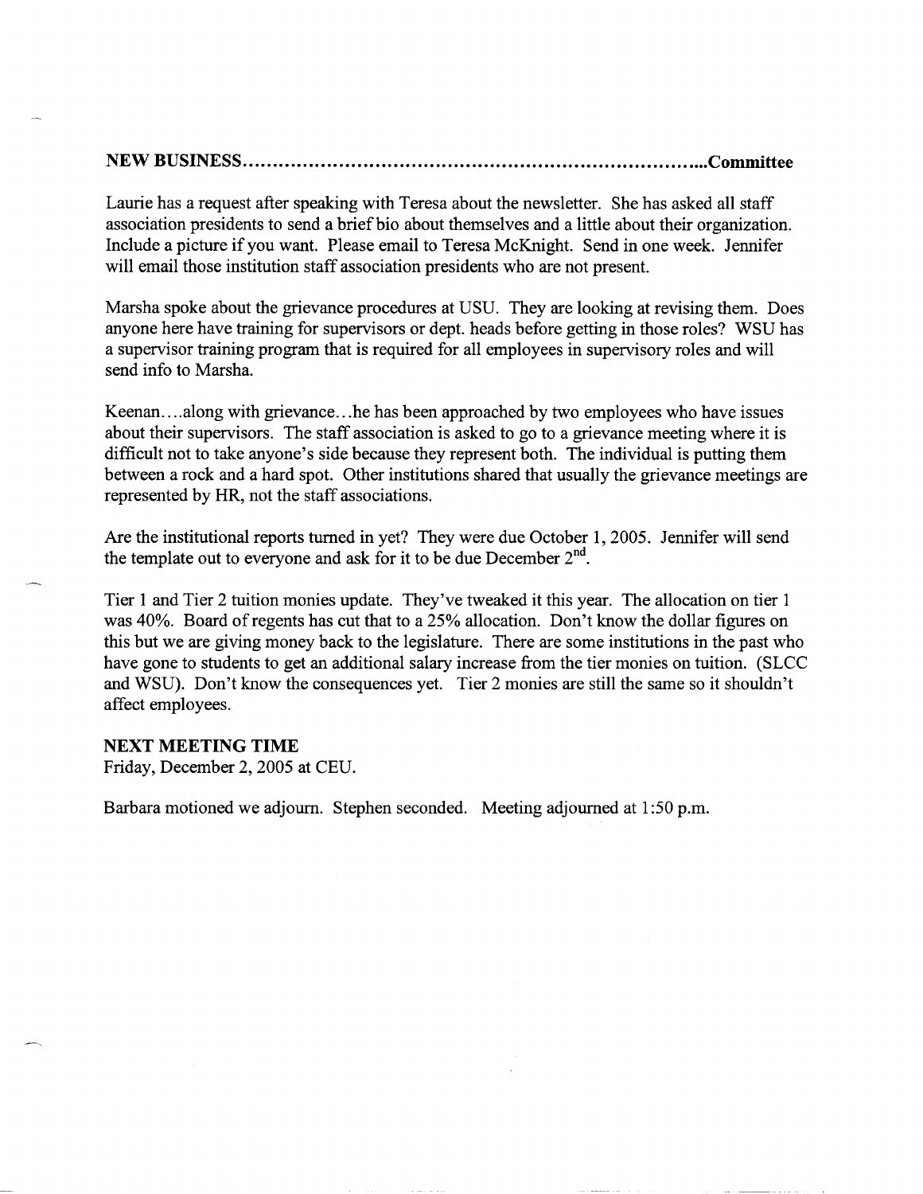**NEW BUSINESS.........................................................................Committee**

Laurie has a request after speaking with Teresa about the newsletter. She has asked all staff association presidents to send a brief bio about themselves and a little about their organization. Include a picture if you want. Please email to Teresa McKnight. Send in one week. Jennifer will email those institution staff association presidents who are not present.

Marsha spoke about the grievance procedures at USU. They are looking at revising them. Does anyone here have training for supervisors or dept. heads before getting in those roles? WSU has a supervisor training program that is required for all employees in supervisory roles and will send info to Marsha.

Keenan….along with grievance…he has been approached by two employees who have issues about their supervisors. The staff association is asked to go to a grievance meeting where it is difficult not to take anyone's side because they represent both. The individual is putting them between a rock and a hard spot. Other institutions shared that usually the grievance meetings are represented by HR, not the staff associations.

Are the institutional reports turned in yet? They were due October 1, 2005. Jennifer will send the template out to everyone and ask for it to be due December 2nd.

Tier 1 and Tier 2 tuition monies update. They've tweaked it this year. The allocation on tier 1 was 40%. Board of regents has cut that to a 25% allocation. Don't know the dollar figures on this but we are giving money back to the legislature. There are some institutions in the past who have gone to students to get an additional salary increase from the tier monies on tuition. (SLCC and WSU). Don't know the consequences yet. Tier 2 monies are still the same so it shouldn't affect employees.

**NEXT MEETING TIME**

Friday, December 2, 2005 at CEU.

Barbara motioned we adjourn. Stephen seconded. Meeting adjourned at 1:50 p.m.